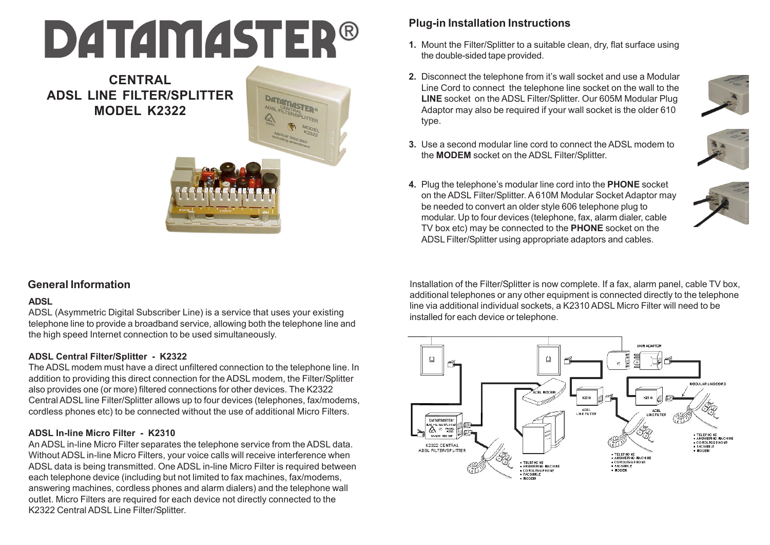# DATAMASTER®

## CENTRAL ADSL LINE FILTER/SPLITTER MODEL K2322

## Plug-in Installation Instructions

1. Mount the Filter/Splitter to a suitable clean, dry, flat surface using the double-sided tape provided.
2. Disconnect the telephone from it's wall socket and use a Modular Line Cord to connect the telephone line socket on the wall to the **LINE** socket on the ADSL Filter/Splitter. Our 605M Modular Plug Adaptor may also be required if your wall socket is the older 610 type.
3. Use a second modular line cord to connect the ADSL modem to the **MODEM** socket on the ADSL Filter/Splitter.
4. Plug the telephone's modular line cord into the **PHONE** socket on the ADSL Filter/Splitter. A 610M Modular Socket Adaptor may be needed to convert an older style 606 telephone plug to modular. Up to four devices (telephone, fax, alarm dialer, cable TV box etc) may be connected to the **PHONE** socket on the ADSL Filter/Splitter using appropriate adaptors and cables.

Installation of the Filter/Splitter is now complete. If a fax, alarm panel, cable TV box, additional telephones or any other equipment is connected directly to the telephone line via additional individual sockets, a K2310 ADSL Micro Filter will need to be installed for each device or telephone.

## General Information

### ADSL

ADSL (Asymmetric Digital Subscriber Line) is a service that uses your existing telephone line to provide a broadband service, allowing both the telephone line and the high speed Internet connection to be used simultaneously.

### ADSL Central Filter/Splitter - K2322

The ADSL modem must have a direct unfiltered connection to the telephone line. In addition to providing this direct connection for the ADSL modem, the Filter/Splitter also provides one (or more) filtered connections for other devices. The K2322 Central ADSL line Filter/Splitter allows up to four devices (telephones, fax/modems, cordless phones etc) to be connected without the use of additional Micro Filters.

### ADSL In-line Micro Filter - K2310

An ADSL in-line Micro Filter separates the telephone service from the ADSL data. Without ADSL in-line Micro Filters, your voice calls will receive interference when ADSL data is being transmitted. One ADSL in-line Micro Filter is required between each telephone device (including but not limited to fax machines, fax/modems, answering machines, cordless phones and alarm dialers) and the telephone wall outlet. Micro Filters are required for each device not directly connected to the K2322 Central ADSL Line Filter/Splitter.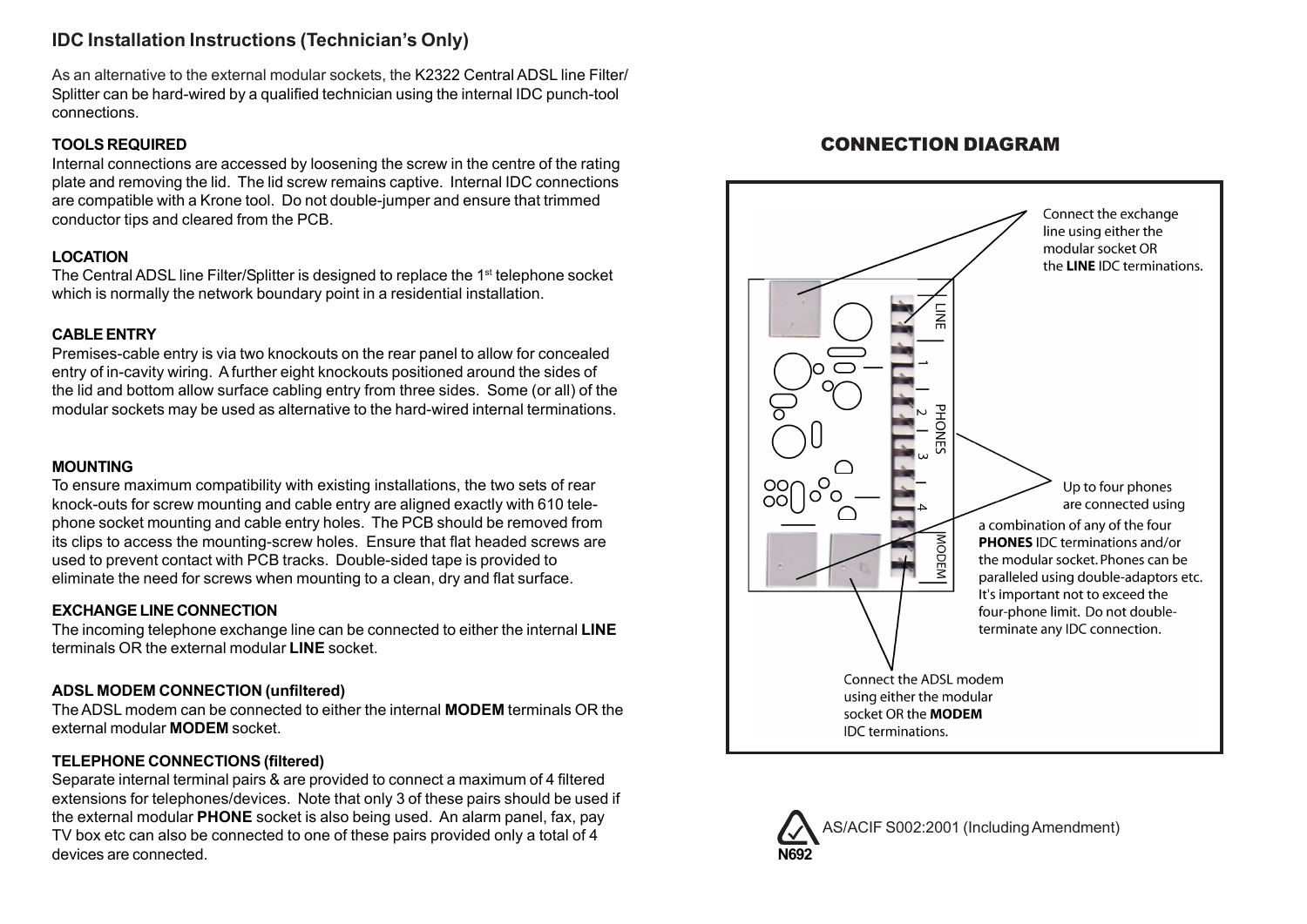## IDC Installation Instructions (Technician's Only)

As an alternative to the external modular sockets, the K2322 Central ADSL line Filter/ Splitter can be hard-wired by a qualified technician using the internal IDC punch-tool connections.

**TOOLS REQUIRED**

Internal connections are accessed by loosening the screw in the centre of the rating plate and removing the lid. The lid screw remains captive. Internal IDC connections are compatible with a Krone tool. Do not double-jumper and ensure that trimmed conductor tips and cleared from the PCB.

**LOCATION**

The Central ADSL line Filter/Splitter is designed to replace the 1st telephone socket which is normally the network boundary point in a residential installation.

**CABLE ENTRY**

Premises-cable entry is via two knockouts on the rear panel to allow for concealed entry of in-cavity wiring. A further eight knockouts positioned around the sides of the lid and bottom allow surface cabling entry from three sides. Some (or all) of the modular sockets may be used as alternative to the hard-wired internal terminations.

**MOUNTING**

To ensure maximum compatibility with existing installations, the two sets of rear knock-outs for screw mounting and cable entry are aligned exactly with 610 telephone socket mounting and cable entry holes. The PCB should be removed from its clips to access the mounting-screw holes. Ensure that flat headed screws are used to prevent contact with PCB tracks. Double-sided tape is provided to eliminate the need for screws when mounting to a clean, dry and flat surface.

**EXCHANGE LINE CONNECTION**

The incoming telephone exchange line can be connected to either the internal **LINE** terminals OR the external modular **LINE** socket.

**ADSL MODEM CONNECTION (unfiltered)**

The ADSL modem can be connected to either the internal **MODEM** terminals OR the external modular **MODEM** socket.

**TELEPHONE CONNECTIONS (filtered)**

Separate internal terminal pairs & are provided to connect a maximum of 4 filtered extensions for telephones/devices. Note that only 3 of these pairs should be used if the external modular **PHONE** socket is also being used. An alarm panel, fax, pay TV box etc can also be connected to one of these pairs provided only a total of 4 devices are connected.

## CONNECTION DIAGRAM

Connect the exchange line using either the modular socket OR the **LINE** IDC terminations.

LINE

1

PHONES

2

3

4

MODEM

Up to four phones are connected using a combination of any of the four **PHONES** IDC terminations and/or the modular socket. Phones can be paralleled using double-adaptors etc. It's important not to exceed the four-phone limit. Do not double-terminate any IDC connection.

Connect the ADSL modem using either the modular socket OR the **MODEM** IDC terminations.

AS/ACIF S002:2001 (Including Amendment)

N692